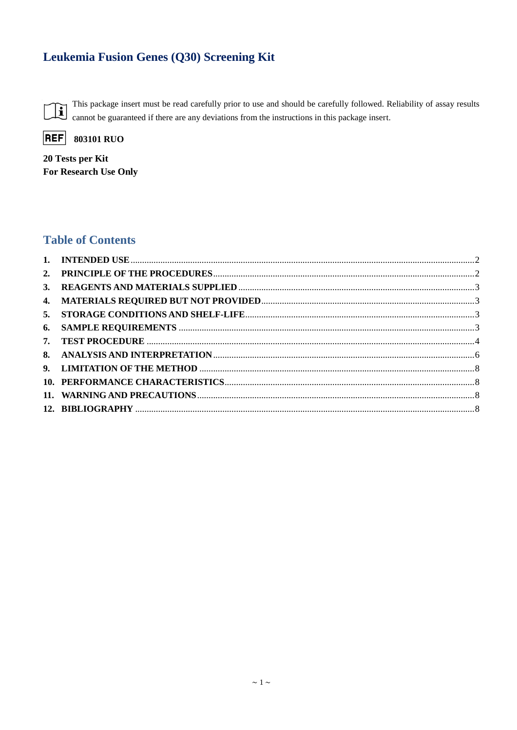# Leukemia Fusion Genes (Q30) Screening Kit

This package insert must be read carefully prior to use and should be carefully followed. Reliability of assay results cannot be guaranteed if there are any deviations from the instructions in this package insert.

**REF** **803101 RUO**

**20 Tests per Kit**
**For Research Use Only**

## Table of Contents

1. **INTENDED USE** .......... 2
2. **PRINCIPLE OF THE PROCEDURES** .......... 2
3. **REAGENTS AND MATERIALS SUPPLIED** .......... 3
4. **MATERIALS REQUIRED BUT NOT PROVIDED** .......... 3
5. **STORAGE CONDITIONS AND SHELF-LIFE** .......... 3
6. **SAMPLE REQUIREMENTS** .......... 3
7. **TEST PROCEDURE** .......... 4
8. **ANALYSIS AND INTERPRETATION** .......... 6
9. **LIMITATION OF THE METHOD** .......... 8
10. **PERFORMANCE CHARACTERISTICS** .......... 8
11. **WARNING AND PRECAUTIONS** .......... 8
12. **BIBLIOGRAPHY** .......... 8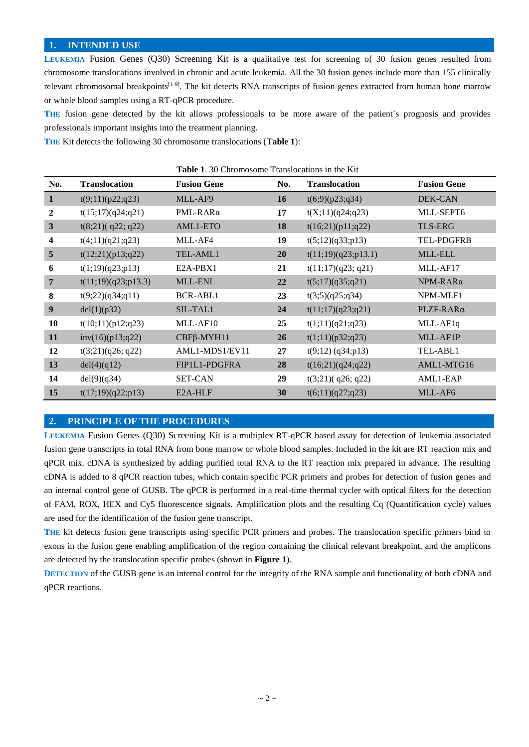## 1. INTENDED USE

**LEUKEMIA** Fusion Genes (Q30) Screening Kit is a qualitative test for screening of 30 fusion genes resulted from chromosome translocations involved in chronic and acute leukemia. All the 30 fusion genes include more than 155 clinically relevant chromosomal breakpoints[1-9]. The kit detects RNA transcripts of fusion genes extracted from human bone marrow or whole blood samples using a RT-qPCR procedure.

**THE** fusion gene detected by the kit allows professionals to be more aware of the patient`s prognosis and provides professionals important insights into the treatment planning.

**THE** Kit detects the following 30 chromosome translocations (**Table 1**):

**Table 1**. 30 Chromosome Translocations in the Kit

| No. | Translocation | Fusion Gene | No. | Translocation | Fusion Gene |
|---|---|---|---|---|---|
| **1** | t(9;11)(p22;q23) | MLL-AF9 | **16** | t(6;9)(p23;q34) | DEK-CAN |
| **2** | t(15;17)(q24;q21) | PML-RARα | **17** | t(X;11)(q24;q23) | MLL-SEPT6 |
| **3** | t(8;21)( q22; q22) | AML1-ETO | **18** | t(16;21)(p11;q22) | TLS-ERG |
| **4** | t(4;11)(q21;q23) | MLL-AF4 | **19** | t(5;12)(q33;p13) | TEL-PDGFRB |
| **5** | t(12;21)(p13;q22) | TEL-AML1 | **20** | t(11;19)(q23;p13.1) | MLL-ELL |
| **6** | t(1;19)(q23;p13) | E2A-PBX1 | **21** | t(11;17)(q23; q21) | MLL-AF17 |
| **7** | t(11;19)(q23;p13.3) | MLL-ENL | **22** | t(5;17)(q35;q21) | NPM-RARα |
| **8** | t(9;22)(q34;q11) | BCR-ABL1 | **23** | t(3;5)(q25;q34) | NPM-MLF1 |
| **9** | del(1)(p32) | SIL-TAL1 | **24** | t(11;17)(q23;q21) | PLZF-RARα |
| **10** | t(10;11)(p12;q23) | MLL-AF10 | **25** | t(1;11)(q21;q23) | MLL-AF1q |
| **11** | inv(16)(p13;q22) | CBFβ-MYH11 | **26** | t(1;11)(p32;q23) | MLL-AF1P |
| **12** | t(3;21)(q26; q22) | AML1-MDS1/EV11 | **27** | t(9;12) (q34;p13) | TEL-ABL1 |
| **13** | del(4)(q12) | FIP1L1-PDGFRA | **28** | t(16;21)(q24;q22) | AML1-MTG16 |
| **14** | del(9)(q34) | SET-CAN | **29** | t(3;21)( q26; q22) | AML1-EAP |
| **15** | t(17;19)(q22;p13) | E2A-HLF | **30** | t(6;11)(q27;q23) | MLL-AF6 |

## 2. PRINCIPLE OF THE PROCEDURES

**LEUKEMIA** Fusion Genes (Q30) Screening Kit is a multiplex RT-qPCR based assay for detection of leukemia associated fusion gene transcripts in total RNA from bone marrow or whole blood samples. Included in the kit are RT reaction mix and qPCR mix. cDNA is synthesized by adding purified total RNA to the RT reaction mix prepared in advance. The resulting cDNA is added to 8 qPCR reaction tubes, which contain specific PCR primers and probes for detection of fusion genes and an internal control gene of GUSB. The qPCR is performed in a real-time thermal cycler with optical filters for the detection of FAM, ROX, HEX and Cy5 fluorescence signals. Amplification plots and the resulting Cq (Quantification cycle) values are used for the identification of the fusion gene transcript.

**THE** kit detects fusion gene transcripts using specific PCR primers and probes. The translocation specific primers bind to exons in the fusion gene enabling amplification of the region containing the clinical relevant breakpoint, and the amplicons are detected by the translocation specific probes (shown in **Figure 1**).

**DETECTION** of the GUSB gene is an internal control for the integrity of the RNA sample and functionality of both cDNA and qPCR reactions.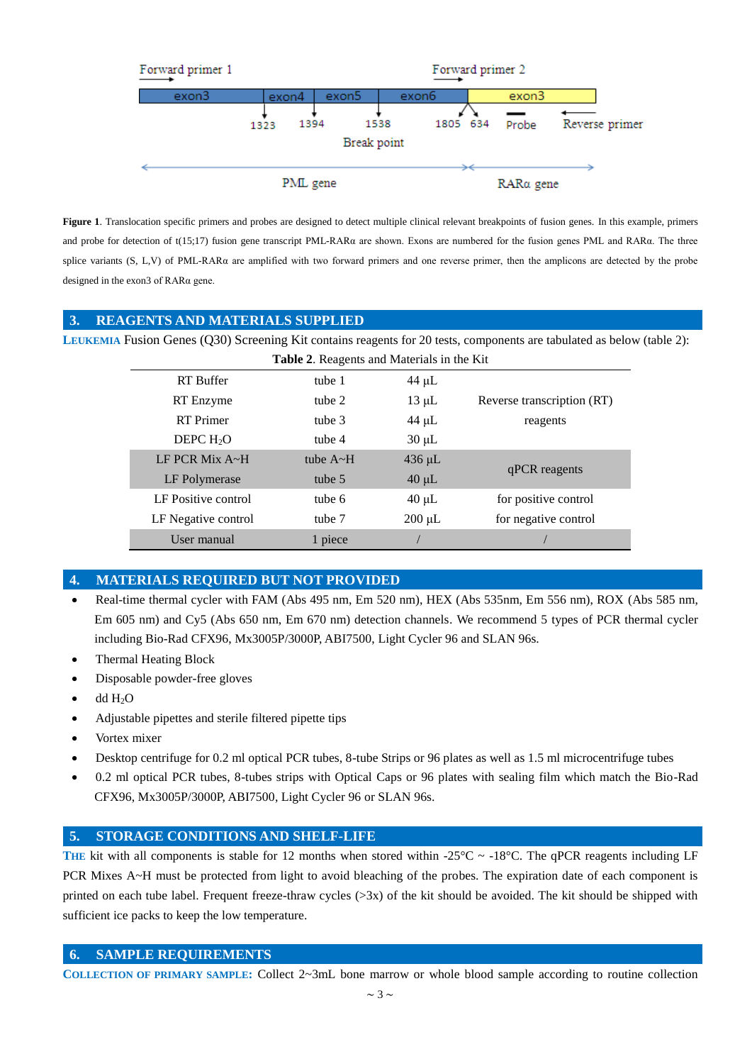Forward primer 1 — exon3 | exon4 | exon5 | exon6 — Forward primer 2 — exon3

1323 1394 1538 1805 634 Probe Reverse primer

Break point

PML gene — RARα gene

**Figure 1**. Translocation specific primers and probes are designed to detect multiple clinical relevant breakpoints of fusion genes. In this example, primers and probe for detection of t(15;17) fusion gene transcript PML-RARα are shown. Exons are numbered for the fusion genes PML and RARα. The three splice variants (S, L,V) of PML-RARα are amplified with two forward primers and one reverse primer, then the amplicons are detected by the probe designed in the exon3 of RARα gene.

## 3. REAGENTS AND MATERIALS SUPPLIED

**LEUKEMIA** Fusion Genes (Q30) Screening Kit contains reagents for 20 tests, components are tabulated as below (table 2):

**Table 2**. Reagents and Materials in the Kit

| | | | |
|---|---|---|---|
| RT Buffer | tube 1 | 44 μL | Reverse transcription (RT) reagents |
| RT Enzyme | tube 2 | 13 μL | |
| RT Primer | tube 3 | 44 μL | |
| DEPC $H_2O$ | tube 4 | 30 μL | |
| LF PCR Mix A~H | tube A~H | 436 μL | qPCR reagents |
| LF Polymerase | tube 5 | 40 μL | |
| LF Positive control | tube 6 | 40 μL | for positive control |
| LF Negative control | tube 7 | 200 μL | for negative control |
| User manual | 1 piece | / | / |

## 4. MATERIALS REQUIRED BUT NOT PROVIDED

- Real-time thermal cycler with FAM (Abs 495 nm, Em 520 nm), HEX (Abs 535nm, Em 556 nm), ROX (Abs 585 nm, Em 605 nm) and Cy5 (Abs 650 nm, Em 670 nm) detection channels. We recommend 5 types of PCR thermal cycler including Bio-Rad CFX96, Mx3005P/3000P, ABI7500, Light Cycler 96 and SLAN 96s.
- Thermal Heating Block
- Disposable powder-free gloves
- dd $H_2O$
- Adjustable pipettes and sterile filtered pipette tips
- Vortex mixer
- Desktop centrifuge for 0.2 ml optical PCR tubes, 8-tube Strips or 96 plates as well as 1.5 ml microcentrifuge tubes
- 0.2 ml optical PCR tubes, 8-tubes strips with Optical Caps or 96 plates with sealing film which match the Bio-Rad CFX96, Mx3005P/3000P, ABI7500, Light Cycler 96 or SLAN 96s.

## 5. STORAGE CONDITIONS AND SHELF-LIFE

**THE** kit with all components is stable for 12 months when stored within -25°C ~ -18°C. The qPCR reagents including LF PCR Mixes A~H must be protected from light to avoid bleaching of the probes. The expiration date of each component is printed on each tube label. Frequent freeze-thraw cycles (>3x) of the kit should be avoided. The kit should be shipped with sufficient ice packs to keep the low temperature.

## 6. SAMPLE REQUIREMENTS

**COLLECTION OF PRIMARY SAMPLE:** Collect 2~3mL bone marrow or whole blood sample according to routine collection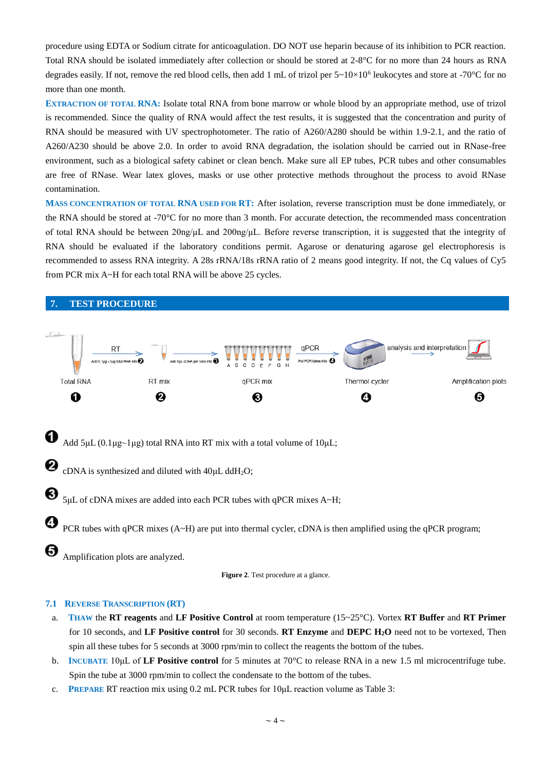procedure using EDTA or Sodium citrate for anticoagulation. DO NOT use heparin because of its inhibition to PCR reaction. Total RNA should be isolated immediately after collection or should be stored at 2-8°C for no more than 24 hours as RNA degrades easily. If not, remove the red blood cells, then add 1 mL of trizol per 5~10×10[6] leukocytes and store at -70°C for no more than one month.

**EXTRACTION OF TOTAL RNA:** Isolate total RNA from bone marrow or whole blood by an appropriate method, use of trizol is recommended. Since the quality of RNA would affect the test results, it is suggested that the concentration and purity of RNA should be measured with UV spectrophotometer. The ratio of A260/A280 should be within 1.9-2.1, and the ratio of A260/A230 should be above 2.0. In order to avoid RNA degradation, the isolation should be carried out in RNase-free environment, such as a biological safety cabinet or clean bench. Make sure all EP tubes, PCR tubes and other consumables are free of RNase. Wear latex gloves, masks or use other protective methods throughout the process to avoid RNase contamination.

**MASS CONCENTRATION OF TOTAL RNA USED FOR RT:** After isolation, reverse transcription must be done immediately, or the RNA should be stored at -70°C for no more than 3 month. For accurate detection, the recommended mass concentration of total RNA should be between 20ng/μL and 200ng/μL. Before reverse transcription, it is suggested that the integrity of RNA should be evaluated if the laboratory conditions permit. Agarose or denaturing agarose gel electrophoresis is recommended to assess RNA integrity. A 28s rRNA/18s rRNA ratio of 2 means good integrity. If not, the Cq values of Cy5 from PCR mix A~H for each total RNA will be above 25 cycles.

## 7. TEST PROCEDURE

Total RNA ❶ → RT (Add 0.1μg~1μg total RNA into ❷) → RT mix ❷ → (Add 5μL cDNA per tube into ❸) → qPCR mix ❸ (A B C D E F G H) → qPCR (Put PCR tubes into ❹) → Thermol cycler ❹ → analysis and interpretation → Amplification plots ❺

❶ Add 5μL (0.1μg~1μg) total RNA into RT mix with a total volume of 10μL;

❷ cDNA is synthesized and diluted with 40μL ddH$_2$O;

❸ 5μL of cDNA mixes are added into each PCR tubes with qPCR mixes A~H;

❹ PCR tubes with qPCR mixes (A~H) are put into thermal cycler, cDNA is then amplified using the qPCR program;

❺ Amplification plots are analyzed.

**Figure 2**. Test procedure at a glance.

### 7.1 REVERSE TRANSCRIPTION (RT)

a. **THAW** the **RT reagents** and **LF Positive Control** at room temperature (15~25°C). Vortex **RT Buffer** and **RT Primer** for 10 seconds, and **LF Positive control** for 30 seconds. **RT Enzyme** and **DEPC H$_2$O** need not to be vortexed, Then spin all these tubes for 5 seconds at 3000 rpm/min to collect the reagents the bottom of the tubes.

b. **INCUBATE** 10μL of **LF Positive control** for 5 minutes at 70°C to release RNA in a new 1.5 ml microcentrifuge tube. Spin the tube at 3000 rpm/min to collect the condensate to the bottom of the tubes.

c. **PREPARE** RT reaction mix using 0.2 mL PCR tubes for 10μL reaction volume as Table 3: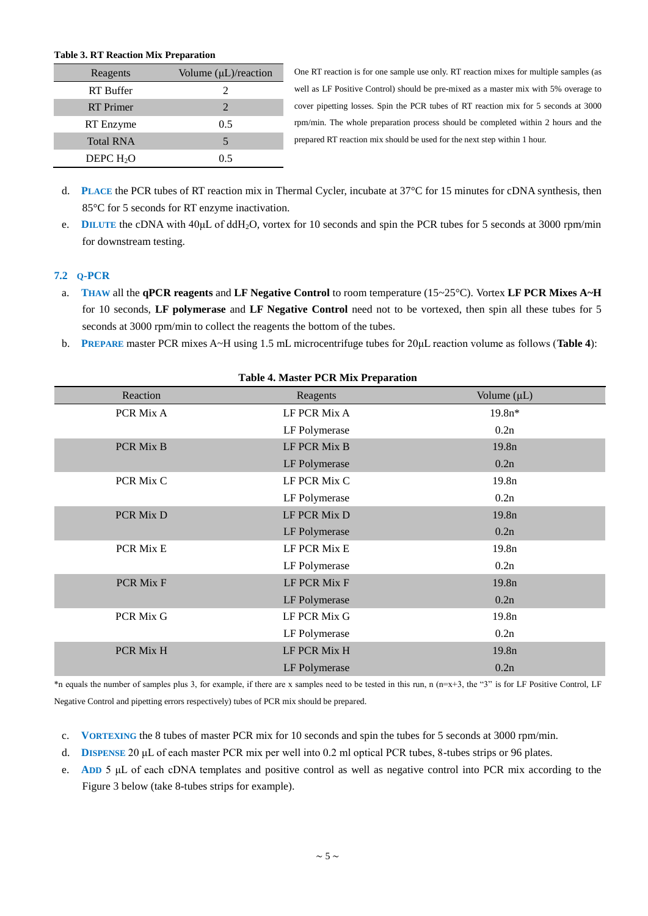**Table 3. RT Reaction Mix Preparation**

| Reagents | Volume (μL)/reaction |
|---|---|
| RT Buffer | 2 |
| RT Primer | 2 |
| RT Enzyme | 0.5 |
| Total RNA | 5 |
| DEPC $H_2O$ | 0.5 |

One RT reaction is for one sample use only. RT reaction mixes for multiple samples (as well as LF Positive Control) should be pre-mixed as a master mix with 5% overage to cover pipetting losses. Spin the PCR tubes of RT reaction mix for 5 seconds at 3000 rpm/min. The whole preparation process should be completed within 2 hours and the prepared RT reaction mix should be used for the next step within 1 hour.

d. **PLACE** the PCR tubes of RT reaction mix in Thermal Cycler, incubate at 37°C for 15 minutes for cDNA synthesis, then 85°C for 5 seconds for RT enzyme inactivation.

e. **DILUTE** the cDNA with 40μL of dd$H_2O$, vortex for 10 seconds and spin the PCR tubes for 5 seconds at 3000 rpm/min for downstream testing.

### 7.2 Q-PCR

a. **THAW** all the **qPCR reagents** and **LF Negative Control** to room temperature (15~25°C). Vortex **LF PCR Mixes A~H** for 10 seconds, **LF polymerase** and **LF Negative Control** need not to be vortexed, then spin all these tubes for 5 seconds at 3000 rpm/min to collect the reagents the bottom of the tubes.

b. **PREPARE** master PCR mixes A~H using 1.5 mL microcentrifuge tubes for 20μL reaction volume as follows (**Table 4**):

**Table 4. Master PCR Mix Preparation**

| Reaction | Reagents | Volume (μL) |
|---|---|---|
| PCR Mix A | LF PCR Mix A | 19.8n* |
| | LF Polymerase | 0.2n |
| PCR Mix B | LF PCR Mix B | 19.8n |
| | LF Polymerase | 0.2n |
| PCR Mix C | LF PCR Mix C | 19.8n |
| | LF Polymerase | 0.2n |
| PCR Mix D | LF PCR Mix D | 19.8n |
| | LF Polymerase | 0.2n |
| PCR Mix E | LF PCR Mix E | 19.8n |
| | LF Polymerase | 0.2n |
| PCR Mix F | LF PCR Mix F | 19.8n |
| | LF Polymerase | 0.2n |
| PCR Mix G | LF PCR Mix G | 19.8n |
| | LF Polymerase | 0.2n |
| PCR Mix H | LF PCR Mix H | 19.8n |
| | LF Polymerase | 0.2n |

*n equals the number of samples plus 3, for example, if there are x samples need to be tested in this run, n (n=x+3, the "3" is for LF Positive Control, LF Negative Control and pipetting errors respectively) tubes of PCR mix should be prepared.

c. **VORTEXING** the 8 tubes of master PCR mix for 10 seconds and spin the tubes for 5 seconds at 3000 rpm/min.

d. **DISPENSE** 20 μL of each master PCR mix per well into 0.2 ml optical PCR tubes, 8-tubes strips or 96 plates.

e. **ADD** 5 μL of each cDNA templates and positive control as well as negative control into PCR mix according to the Figure 3 below (take 8-tubes strips for example).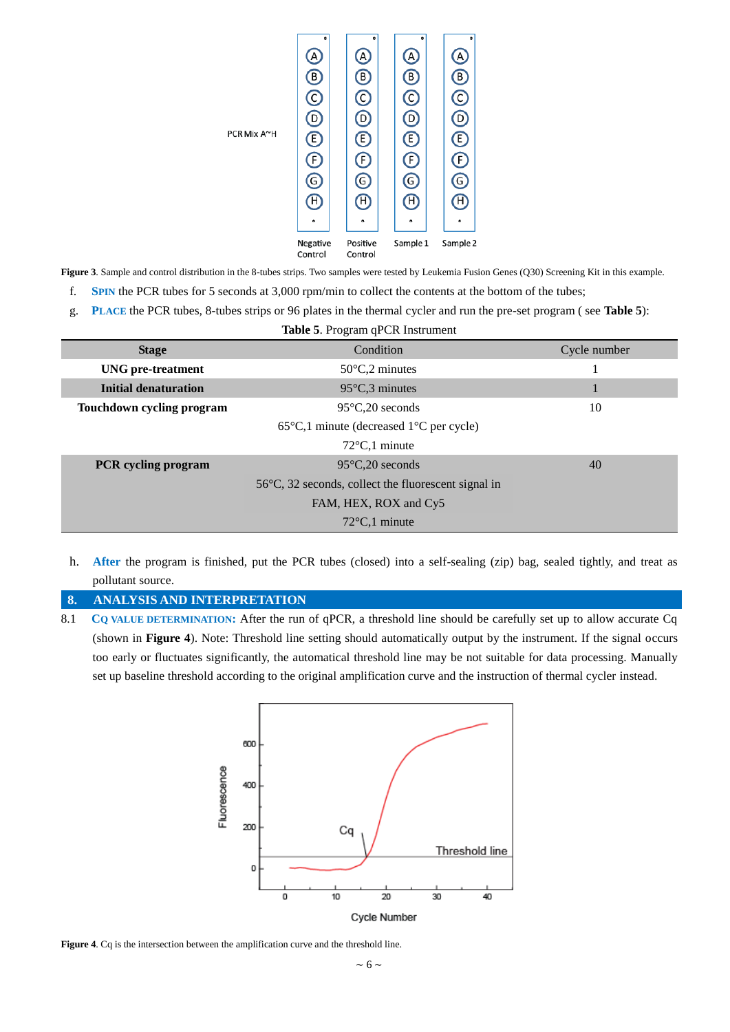**Figure 3**. Sample and control distribution in the 8-tubes strips. Two samples were tested by Leukemia Fusion Genes (Q30) Screening Kit in this example.

f. **SPIN** the PCR tubes for 5 seconds at 3,000 rpm/min to collect the contents at the bottom of the tubes;

g. **PLACE** the PCR tubes, 8-tubes strips or 96 plates in the thermal cycler and run the pre-set program ( see **Table 5**):

**Table 5**. Program qPCR Instrument

| Stage | Condition | Cycle number |
|---|---|---|
| **UNG pre-treatment** | 50°C,2 minutes | 1 |
| **Initial denaturation** | 95°C,3 minutes | 1 |
| **Touchdown cycling program** | 95°C,20 seconds | 10 |
| | 65°C,1 minute (decreased 1°C per cycle) | |
| | 72°C,1 minute | |
| **PCR cycling program** | 95°C,20 seconds | 40 |
| | 56°C, 32 seconds, collect the fluorescent signal in FAM, HEX, ROX and Cy5 | |
| | 72°C,1 minute | |

h. **After** the program is finished, put the PCR tubes (closed) into a self-sealing (zip) bag, sealed tightly, and treat as pollutant source.

## 8. ANALYSIS AND INTERPRETATION

8.1 **CQ VALUE DETERMINATION:** After the run of qPCR, a threshold line should be carefully set up to allow accurate Cq (shown in **Figure 4**). Note: Threshold line setting should automatically output by the instrument. If the signal occurs too early or fluctuates significantly, the automatical threshold line may be not suitable for data processing. Manually set up baseline threshold according to the original amplification curve and the instruction of thermal cycler instead.

**Figure 4**. Cq is the intersection between the amplification curve and the threshold line.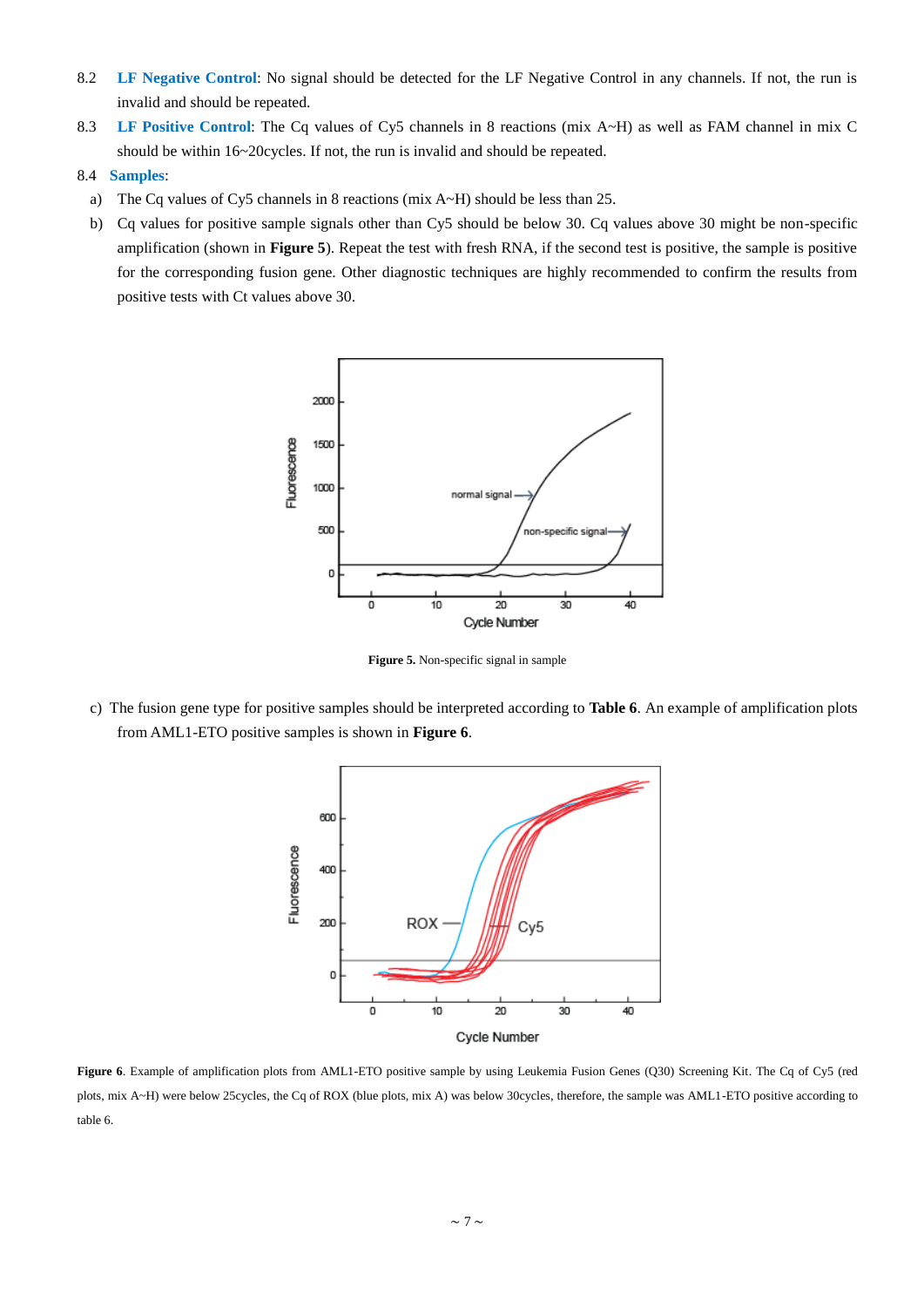8.2 **LF Negative Control**: No signal should be detected for the LF Negative Control in any channels. If not, the run is invalid and should be repeated.

8.3 **LF Positive Control**: The Cq values of Cy5 channels in 8 reactions (mix A~H) as well as FAM channel in mix C should be within 16~20cycles. If not, the run is invalid and should be repeated.

8.4 **Samples**:

a) The Cq values of Cy5 channels in 8 reactions (mix A~H) should be less than 25.

b) Cq values for positive sample signals other than Cy5 should be below 30. Cq values above 30 might be non-specific amplification (shown in **Figure 5**). Repeat the test with fresh RNA, if the second test is positive, the sample is positive for the corresponding fusion gene. Other diagnostic techniques are highly recommended to confirm the results from positive tests with Ct values above 30.

**Figure 5.** Non-specific signal in sample

c) The fusion gene type for positive samples should be interpreted according to **Table 6**. An example of amplification plots from AML1-ETO positive samples is shown in **Figure 6**.

**Figure 6**. Example of amplification plots from AML1-ETO positive sample by using Leukemia Fusion Genes (Q30) Screening Kit. The Cq of Cy5 (red plots, mix A~H) were below 25cycles, the Cq of ROX (blue plots, mix A) was below 30cycles, therefore, the sample was AML1-ETO positive according to table 6.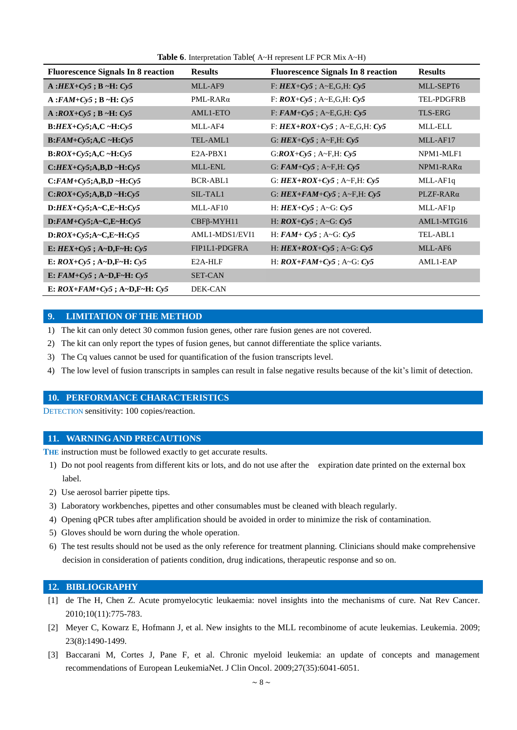**Table 6**. Interpretation Table( A~H represent LF PCR Mix A~H)

| Fluorescence Signals In 8 reaction | Results | Fluorescence Signals In 8 reaction | Results |
|---|---|---|---|
| **A :*HEX*+*Cy5* ; B ~H: *Cy5*** | MLL-AF9 | F: ***HEX*+*Cy5*** ; A~E,G,H: ***Cy5*** | MLL-SEPT6 |
| **A :*FAM*+*Cy5* ; B ~H: *Cy5*** | PML-RARα | F: ***ROX*+*Cy5*** ; A~E,G,H: ***Cy5*** | TEL-PDGFRB |
| **A :*ROX*+*Cy5* ; B ~H: *Cy5*** | AML1-ETO | F: ***FAM*+*Cy5*** ; A~E,G,H: ***Cy5*** | TLS-ERG |
| **B:*HEX*+*Cy5*;A,C ~H:*Cy5*** | MLL-AF4 | F: ***HEX*+*ROX*+*Cy5*** ; A~E,G,H: ***Cy5*** | MLL-ELL |
| **B:*FAM*+*Cy5*;A,C ~H:*Cy5*** | TEL-AML1 | G: ***HEX*+*Cy5*** ; A~F,H: ***Cy5*** | MLL-AF17 |
| **B:*ROX*+*Cy5*;A,C ~H:*Cy5*** | E2A-PBX1 | G:***ROX*+*Cy5*** ; A~F,H: ***Cy5*** | NPM1-MLF1 |
| **C:*HEX*+*Cy5*;A,B,D ~H:*Cy5*** | MLL-ENL | G: ***FAM*+*Cy5*** ; A~F,H: ***Cy5*** | NPM1-RARα |
| **C:*FAM*+*Cy5*;A,B,D ~H:*Cy5*** | BCR-ABL1 | G: ***HEX*+*ROX*+*Cy5*** ; A~F,H: ***Cy5*** | MLL-AF1q |
| **C:*ROX*+*Cy5*;A,B,D ~H:*Cy5*** | SIL-TAL1 | G: ***HEX*+*FAM*+*Cy5*** ; A~F,H: ***Cy5*** | PLZF-RARα |
| **D:*HEX*+*Cy5*;A~C,E~H:*Cy5*** | MLL-AF10 | H: ***HEX*+*Cy5*** ; A~G: ***Cy5*** | MLL-AF1p |
| **D:*FAM*+*Cy5*;A~C,E~H:*Cy5*** | CBFβ-MYH11 | H: ***ROX*+*Cy5*** ; A~G: ***Cy5*** | AML1-MTG16 |
| **D:*ROX*+*Cy5*;A~C,E~H:*Cy5*** | AML1-MDS1/EVI1 | H: ***FAM*+ *Cy5*** ; A~G: ***Cy5*** | TEL-ABL1 |
| **E: *HEX*+*Cy5* ; A~D,F~H: *Cy5*** | FIP1L1-PDGFRA | H: ***HEX*+*ROX*+*Cy5*** ; A~G: ***Cy5*** | MLL-AF6 |
| **E: *ROX*+*Cy5* ; A~D,F~H: *Cy5*** | E2A-HLF | H: ***ROX*+*FAM*+*Cy5*** ; A~G: ***Cy5*** | AML1-EAP |
| **E: *FAM*+*Cy5* ; A~D,F~H: *Cy5*** | SET-CAN | | |
| **E: *ROX*+*FAM*+*Cy5* ; A~D,F~H: *Cy5*** | DEK-CAN | | |

## 9. LIMITATION OF THE METHOD

1) The kit can only detect 30 common fusion genes, other rare fusion genes are not covered.
2) The kit can only report the types of fusion genes, but cannot differentiate the splice variants.
3) The Cq values cannot be used for quantification of the fusion transcripts level.
4) The low level of fusion transcripts in samples can result in false negative results because of the kit's limit of detection.

## 10. PERFORMANCE CHARACTERISTICS

DETECTION sensitivity: 100 copies/reaction.

## 11. WARNING AND PRECAUTIONS

THE instruction must be followed exactly to get accurate results.

1) Do not pool reagents from different kits or lots, and do not use after the expiration date printed on the external box label.
2) Use aerosol barrier pipette tips.
3) Laboratory workbenches, pipettes and other consumables must be cleaned with bleach regularly.
4) Opening qPCR tubes after amplification should be avoided in order to minimize the risk of contamination.
5) Gloves should be worn during the whole operation.
6) The test results should not be used as the only reference for treatment planning. Clinicians should make comprehensive decision in consideration of patients condition, drug indications, therapeutic response and so on.

## 12. BIBLIOGRAPHY

[1] de The H, Chen Z. Acute promyelocytic leukaemia: novel insights into the mechanisms of cure. Nat Rev Cancer. 2010;10(11):775-783.

[2] Meyer C, Kowarz E, Hofmann J, et al. New insights to the MLL recombinome of acute leukemias. Leukemia. 2009; 23(8):1490-1499.

[3] Baccarani M, Cortes J, Pane F, et al. Chronic myeloid leukemia: an update of concepts and management recommendations of European LeukemiaNet. J Clin Oncol. 2009;27(35):6041-6051.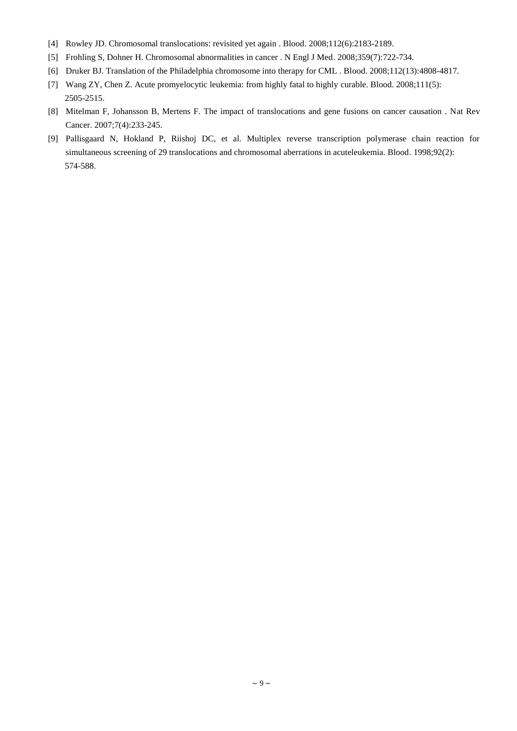[4] Rowley JD. Chromosomal translocations: revisited yet again . Blood. 2008;112(6):2183-2189.

[5] Frohling S, Dohner H. Chromosomal abnormalities in cancer . N Engl J Med. 2008;359(7):722-734.

[6] Druker BJ. Translation of the Philadelphia chromosome into therapy for CML . Blood. 2008;112(13):4808-4817.

[7] Wang ZY, Chen Z. Acute promyelocytic leukemia: from highly fatal to highly curable. Blood. 2008;111(5): 2505-2515.

[8] Mitelman F, Johansson B, Mertens F. The impact of translocations and gene fusions on cancer causation . Nat Rev Cancer. 2007;7(4):233-245.

[9] Pallisgaard N, Hokland P, Riishoj DC, et al. Multiplex reverse transcription polymerase chain reaction for simultaneous screening of 29 translocations and chromosomal aberrations in acuteleukemia. Blood. 1998;92(2): 574-588.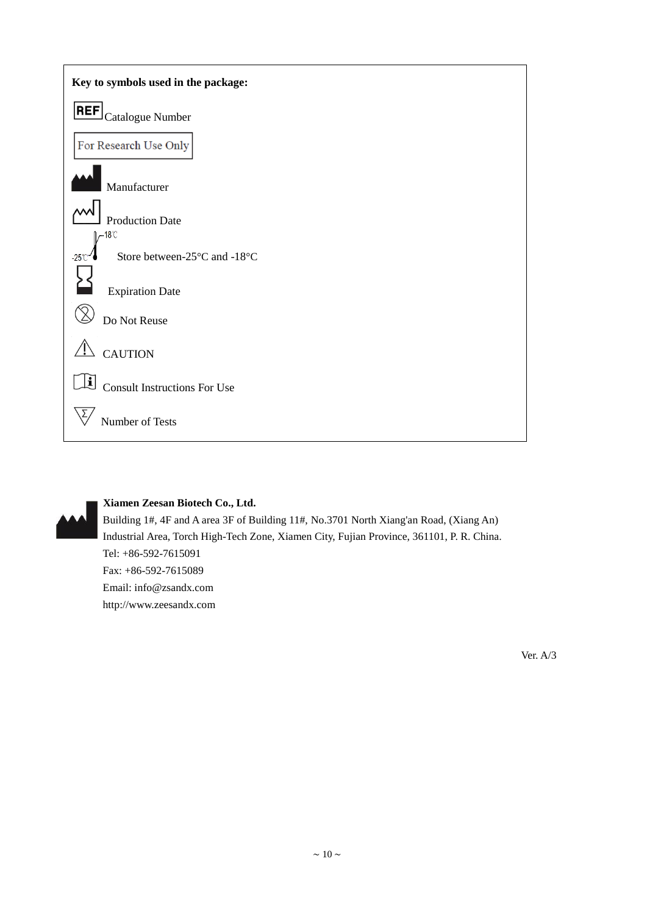**Key to symbols used in the package:**

REF Catalogue Number

For Research Use Only

Manufacturer

Production Date

-18℃

-25℃ Store between-25°C and -18°C

Expiration Date

Do Not Reuse

CAUTION

Consult Instructions For Use

Number of Tests

**Xiamen Zeesan Biotech Co., Ltd.**

Building 1#, 4F and A area 3F of Building 11#, No.3701 North Xiang'an Road, (Xiang An) Industrial Area, Torch High-Tech Zone, Xiamen City, Fujian Province, 361101, P. R. China.

Tel: +86-592-7615091

Fax: +86-592-7615089

Email: info@zsandx.com

http://www.zeesandx.com

Ver. A/3